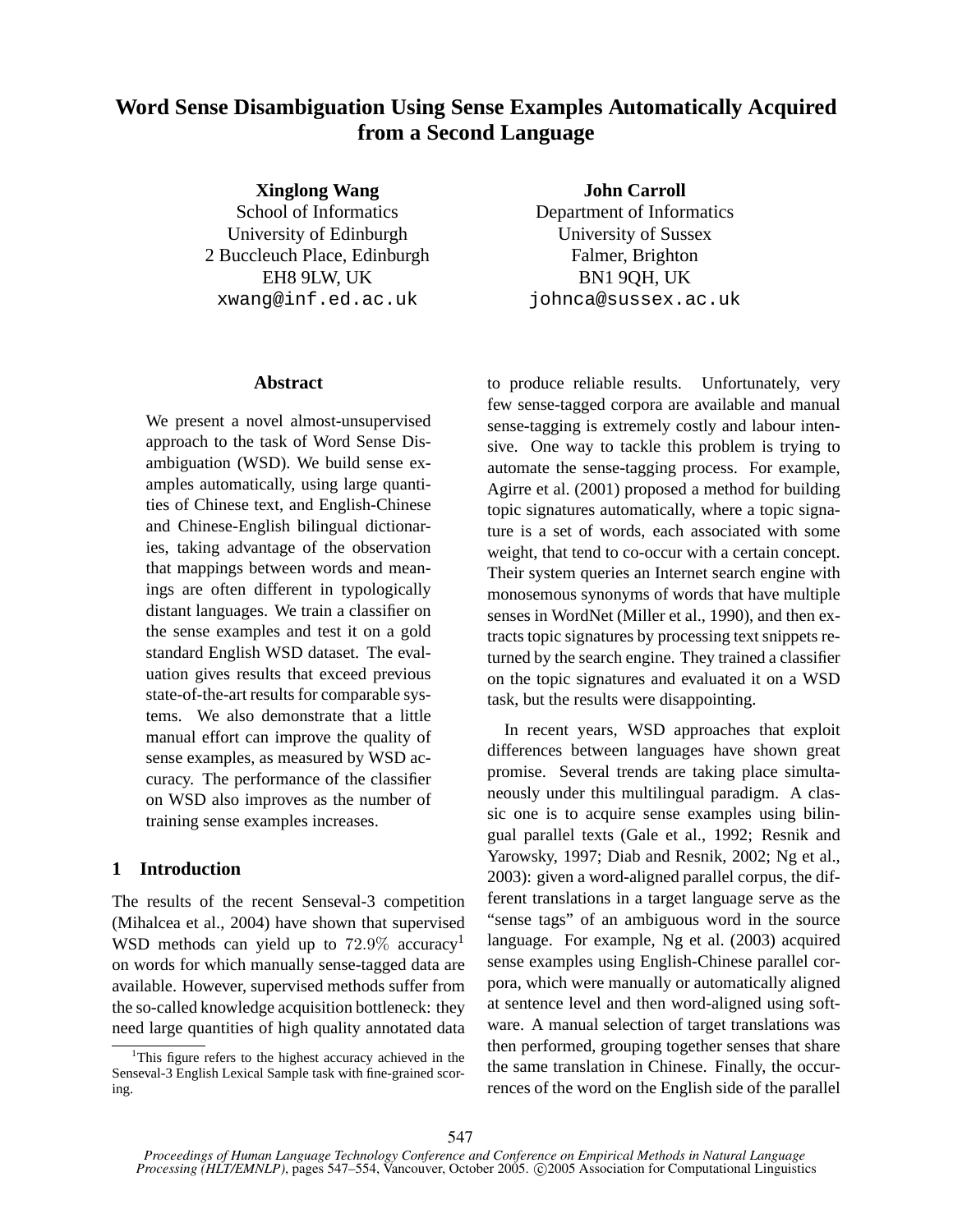# Word Sense Disambiguation Using Sense Examples Automatically Acquired from a Second Language

**Xinglong Wang**
School of Informatics
University of Edinburgh
2 Buccleuch Place, Edinburgh
EH8 9LW, UK
xwang@inf.ed.ac.uk

**John Carroll**
Department of Informatics
University of Sussex
Falmer, Brighton
BN1 9QH, UK
johnca@sussex.ac.uk

## Abstract

We present a novel almost-unsupervised approach to the task of Word Sense Disambiguation (WSD). We build sense examples automatically, using large quantities of Chinese text, and English-Chinese and Chinese-English bilingual dictionaries, taking advantage of the observation that mappings between words and meanings are often different in typologically distant languages. We train a classifier on the sense examples and test it on a gold standard English WSD dataset. The evaluation gives results that exceed previous state-of-the-art results for comparable systems. We also demonstrate that a little manual effort can improve the quality of sense examples, as measured by WSD accuracy. The performance of the classifier on WSD also improves as the number of training sense examples increases.

## 1 Introduction

The results of the recent Senseval-3 competition (Mihalcea et al., 2004) have shown that supervised WSD methods can yield up to $72.9\%$ accuracy[1] on words for which manually sense-tagged data are available. However, supervised methods suffer from the so-called knowledge acquisition bottleneck: they need large quantities of high quality annotated data to produce reliable results. Unfortunately, very few sense-tagged corpora are available and manual sense-tagging is extremely costly and labour intensive. One way to tackle this problem is trying to automate the sense-tagging process. For example, Agirre et al. (2001) proposed a method for building topic signatures automatically, where a topic signature is a set of words, each associated with some weight, that tend to co-occur with a certain concept. Their system queries an Internet search engine with monosemous synonyms of words that have multiple senses in WordNet (Miller et al., 1990), and then extracts topic signatures by processing text snippets returned by the search engine. They trained a classifier on the topic signatures and evaluated it on a WSD task, but the results were disappointing.

In recent years, WSD approaches that exploit differences between languages have shown great promise. Several trends are taking place simultaneously under this multilingual paradigm. A classic one is to acquire sense examples using bilingual parallel texts (Gale et al., 1992; Resnik and Yarowsky, 1997; Diab and Resnik, 2002; Ng et al., 2003): given a word-aligned parallel corpus, the different translations in a target language serve as the "sense tags" of an ambiguous word in the source language. For example, Ng et al. (2003) acquired sense examples using English-Chinese parallel corpora, which were manually or automatically aligned at sentence level and then word-aligned using software. A manual selection of target translations was then performed, grouping together senses that share the same translation in Chinese. Finally, the occurrences of the word on the English side of the parallel

[1] This figure refers to the highest accuracy achieved in the Senseval-3 English Lexical Sample task with fine-grained scoring.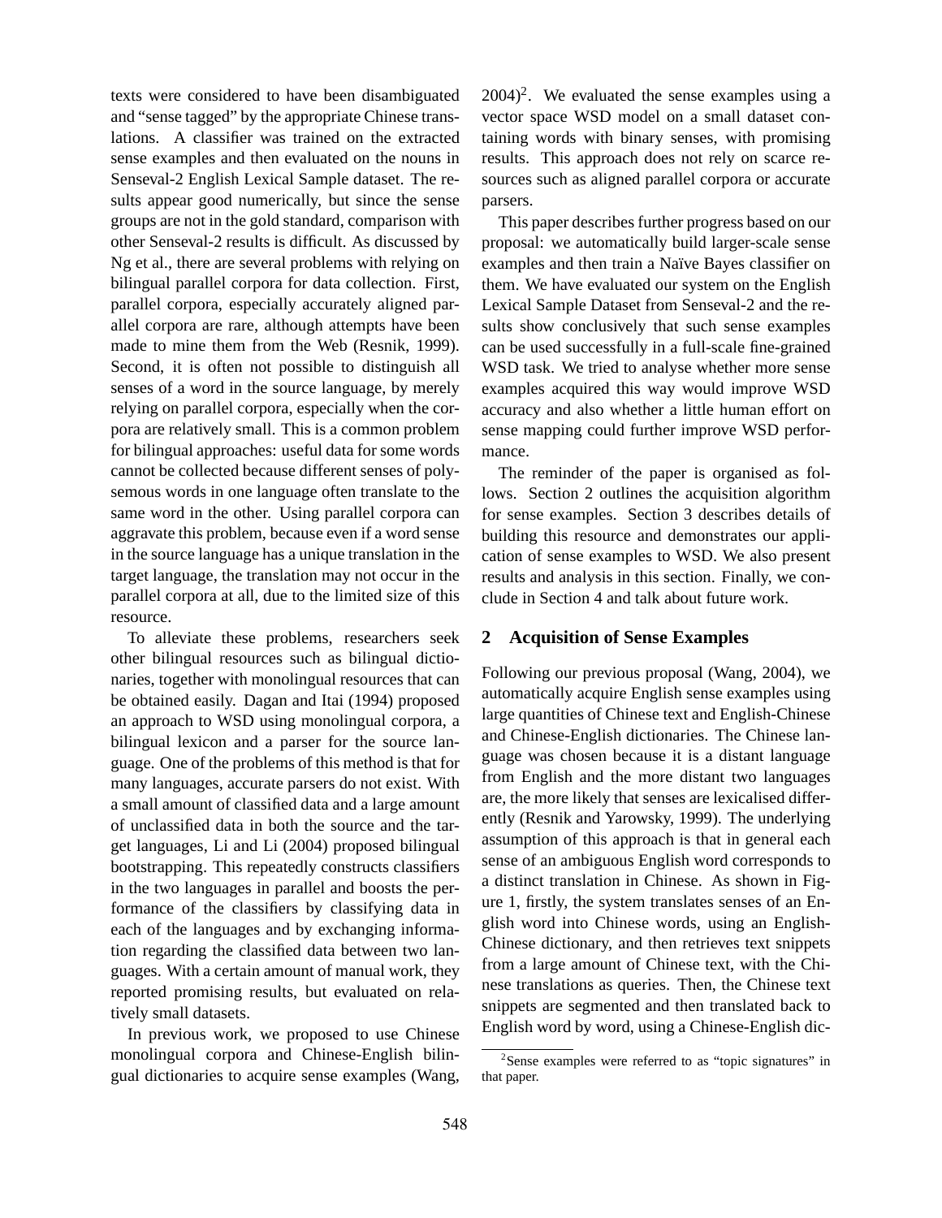texts were considered to have been disambiguated and "sense tagged" by the appropriate Chinese translations. A classifier was trained on the extracted sense examples and then evaluated on the nouns in Senseval-2 English Lexical Sample dataset. The results appear good numerically, but since the sense groups are not in the gold standard, comparison with other Senseval-2 results is difficult. As discussed by Ng et al., there are several problems with relying on bilingual parallel corpora for data collection. First, parallel corpora, especially accurately aligned parallel corpora are rare, although attempts have been made to mine them from the Web (Resnik, 1999). Second, it is often not possible to distinguish all senses of a word in the source language, by merely relying on parallel corpora, especially when the corpora are relatively small. This is a common problem for bilingual approaches: useful data for some words cannot be collected because different senses of polysemous words in one language often translate to the same word in the other. Using parallel corpora can aggravate this problem, because even if a word sense in the source language has a unique translation in the target language, the translation may not occur in the parallel corpora at all, due to the limited size of this resource.

To alleviate these problems, researchers seek other bilingual resources such as bilingual dictionaries, together with monolingual resources that can be obtained easily. Dagan and Itai (1994) proposed an approach to WSD using monolingual corpora, a bilingual lexicon and a parser for the source language. One of the problems of this method is that for many languages, accurate parsers do not exist. With a small amount of classified data and a large amount of unclassified data in both the source and the target languages, Li and Li (2004) proposed bilingual bootstrapping. This repeatedly constructs classifiers in the two languages in parallel and boosts the performance of the classifiers by classifying data in each of the languages and by exchanging information regarding the classified data between two languages. With a certain amount of manual work, they reported promising results, but evaluated on relatively small datasets.

In previous work, we proposed to use Chinese monolingual corpora and Chinese-English bilingual dictionaries to acquire sense examples (Wang, 2004)[2]. We evaluated the sense examples using a vector space WSD model on a small dataset containing words with binary senses, with promising results. This approach does not rely on scarce resources such as aligned parallel corpora or accurate parsers.

This paper describes further progress based on our proposal: we automatically build larger-scale sense examples and then train a Naïve Bayes classifier on them. We have evaluated our system on the English Lexical Sample Dataset from Senseval-2 and the results show conclusively that such sense examples can be used successfully in a full-scale fine-grained WSD task. We tried to analyse whether more sense examples acquired this way would improve WSD accuracy and also whether a little human effort on sense mapping could further improve WSD performance.

The reminder of the paper is organised as follows. Section 2 outlines the acquisition algorithm for sense examples. Section 3 describes details of building this resource and demonstrates our application of sense examples to WSD. We also present results and analysis in this section. Finally, we conclude in Section 4 and talk about future work.

## 2 Acquisition of Sense Examples

Following our previous proposal (Wang, 2004), we automatically acquire English sense examples using large quantities of Chinese text and English-Chinese and Chinese-English dictionaries. The Chinese language was chosen because it is a distant language from English and the more distant two languages are, the more likely that senses are lexicalised differently (Resnik and Yarowsky, 1999). The underlying assumption of this approach is that in general each sense of an ambiguous English word corresponds to a distinct translation in Chinese. As shown in Figure 1, firstly, the system translates senses of an English word into Chinese words, using an English-Chinese dictionary, and then retrieves text snippets from a large amount of Chinese text, with the Chinese translations as queries. Then, the Chinese text snippets are segmented and then translated back to English word by word, using a Chinese-English dic-

[2] Sense examples were referred to as "topic signatures" in that paper.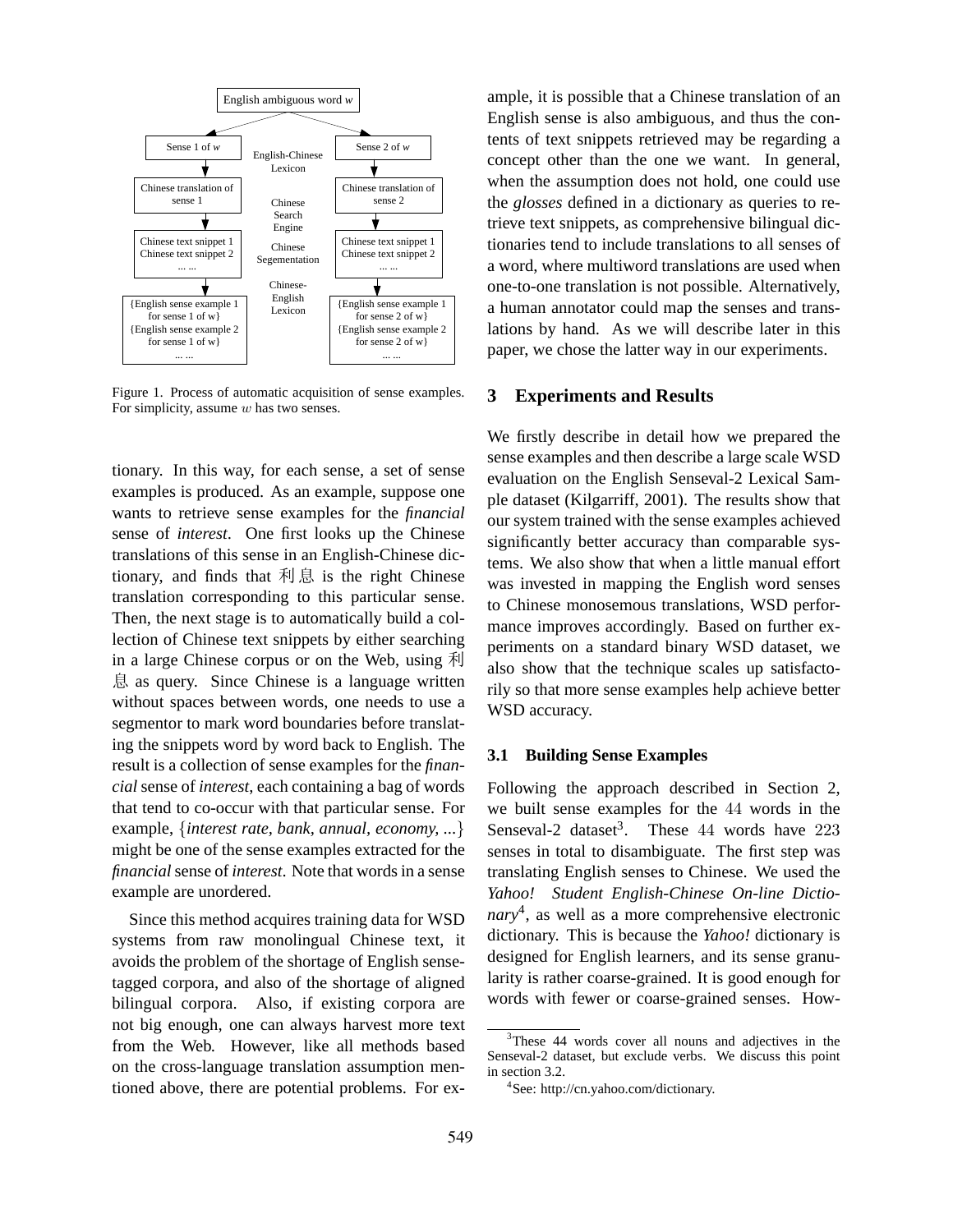English ambiguous word *w*

Sense 1 of *w*

Sense 2 of *w*

English-Chinese Lexicon

Chinese translation of sense 1

Chinese translation of sense 2

Chinese Search Engine

Chinese text snippet 1
Chinese text snippet 2
... ...

Chinese Segementation

Chinese-English Lexicon

{English sense example 1 for sense 1 of w}
{English sense example 2 for sense 1 of w}
... ...

{English sense example 1 for sense 2 of w}
{English sense example 2 for sense 2 of w}
... ...

Figure 1. Process of automatic acquisition of sense examples. For simplicity, assume $w$ has two senses.

tionary. In this way, for each sense, a set of sense examples is produced. As an example, suppose one wants to retrieve sense examples for the *financial* sense of *interest*. One first looks up the Chinese translations of this sense in an English-Chinese dictionary, and finds that 利息 is the right Chinese translation corresponding to this particular sense. Then, the next stage is to automatically build a collection of Chinese text snippets by either searching in a large Chinese corpus or on the Web, using 利息 as query. Since Chinese is a language written without spaces between words, one needs to use a segmentor to mark word boundaries before translating the snippets word by word back to English. The result is a collection of sense examples for the *financial* sense of *interest*, each containing a bag of words that tend to co-occur with that particular sense. For example, {*interest rate, bank, annual, economy, ...*} might be one of the sense examples extracted for the *financial* sense of *interest*. Note that words in a sense example are unordered.

Since this method acquires training data for WSD systems from raw monolingual Chinese text, it avoids the problem of the shortage of English sense-tagged corpora, and also of the shortage of aligned bilingual corpora. Also, if existing corpora are not big enough, one can always harvest more text from the Web. However, like all methods based on the cross-language translation assumption mentioned above, there are potential problems. For example, it is possible that a Chinese translation of an English sense is also ambiguous, and thus the contents of text snippets retrieved may be regarding a concept other than the one we want. In general, when the assumption does not hold, one could use the *glosses* defined in a dictionary as queries to retrieve text snippets, as comprehensive bilingual dictionaries tend to include translations to all senses of a word, where multiword translations are used when one-to-one translation is not possible. Alternatively, a human annotator could map the senses and translations by hand. As we will describe later in this paper, we chose the latter way in our experiments.

## 3 Experiments and Results

We firstly describe in detail how we prepared the sense examples and then describe a large scale WSD evaluation on the English Senseval-2 Lexical Sample dataset (Kilgarriff, 2001). The results show that our system trained with the sense examples achieved significantly better accuracy than comparable systems. We also show that when a little manual effort was invested in mapping the English word senses to Chinese monosemous translations, WSD performance improves accordingly. Based on further experiments on a standard binary WSD dataset, we also show that the technique scales up satisfactorily so that more sense examples help achieve better WSD accuracy.

### 3.1 Building Sense Examples

Following the approach described in Section 2, we built sense examples for the 44 words in the Senseval-2 dataset[3]. These 44 words have 223 senses in total to disambiguate. The first step was translating English senses to Chinese. We used the *Yahoo! Student English-Chinese On-line Dictionary*[4], as well as a more comprehensive electronic dictionary. This is because the *Yahoo!* dictionary is designed for English learners, and its sense granularity is rather coarse-grained. It is good enough for words with fewer or coarse-grained senses. How-

[3] These 44 words cover all nouns and adjectives in the Senseval-2 dataset, but exclude verbs. We discuss this point in section 3.2.

[4] See: http://cn.yahoo.com/dictionary.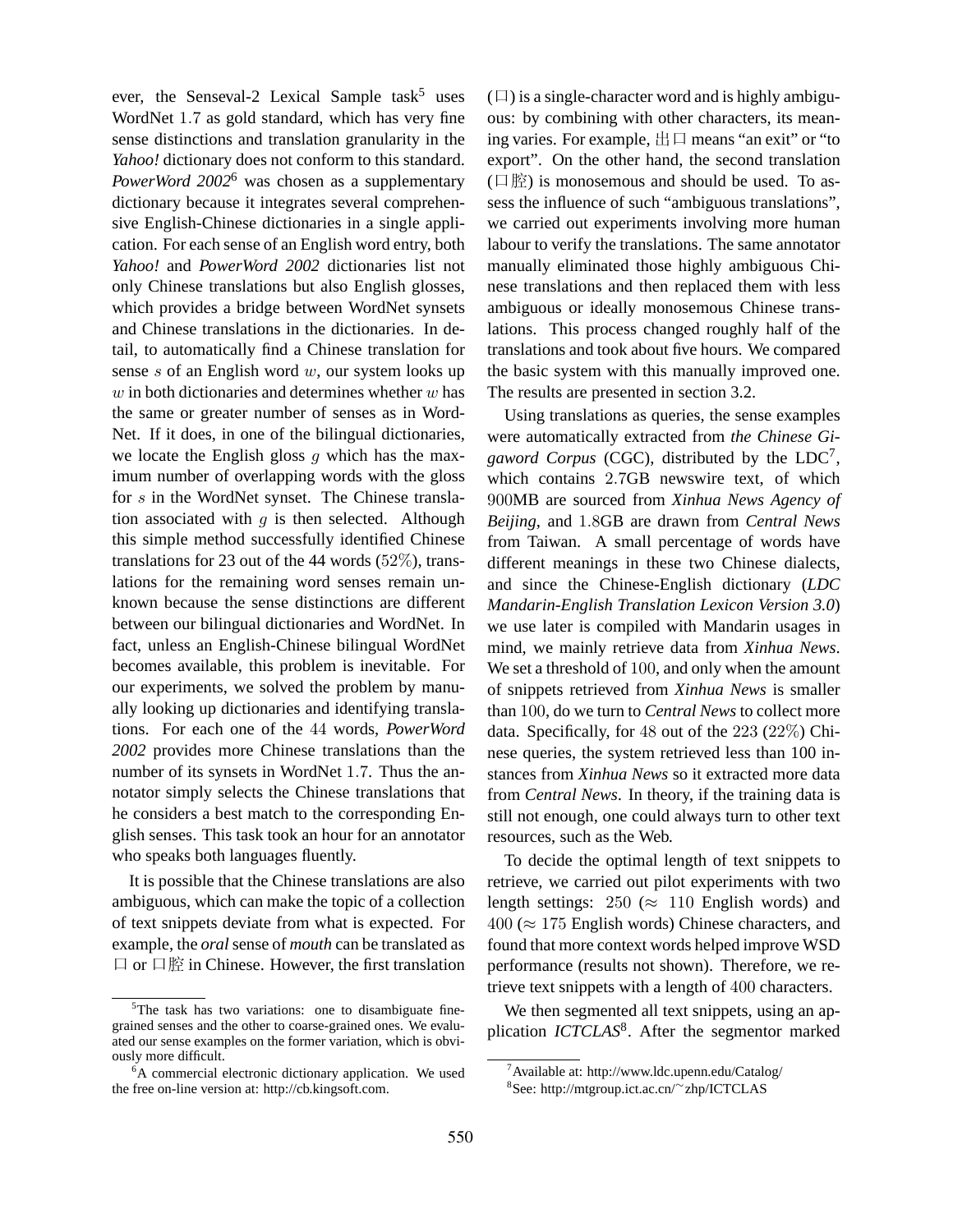ever, the Senseval-2 Lexical Sample task[5] uses WordNet 1.7 as gold standard, which has very fine sense distinctions and translation granularity in the *Yahoo!* dictionary does not conform to this standard. *PowerWord 2002*[6] was chosen as a supplementary dictionary because it integrates several comprehensive English-Chinese dictionaries in a single application. For each sense of an English word entry, both *Yahoo!* and *PowerWord 2002* dictionaries list not only Chinese translations but also English glosses, which provides a bridge between WordNet synsets and Chinese translations in the dictionaries. In detail, to automatically find a Chinese translation for sense $s$ of an English word $w$, our system looks up $w$ in both dictionaries and determines whether $w$ has the same or greater number of senses as in WordNet. If it does, in one of the bilingual dictionaries, we locate the English gloss $g$ which has the maximum number of overlapping words with the gloss for $s$ in the WordNet synset. The Chinese translation associated with $g$ is then selected. Although this simple method successfully identified Chinese translations for 23 out of the 44 words (52%), translations for the remaining word senses remain unknown because the sense distinctions are different between our bilingual dictionaries and WordNet. In fact, unless an English-Chinese bilingual WordNet becomes available, this problem is inevitable. For our experiments, we solved the problem by manually looking up dictionaries and identifying translations. For each one of the 44 words, *PowerWord 2002* provides more Chinese translations than the number of its synsets in WordNet 1.7. Thus the annotator simply selects the Chinese translations that he considers a best match to the corresponding English senses. This task took an hour for an annotator who speaks both languages fluently.

It is possible that the Chinese translations are also ambiguous, which can make the topic of a collection of text snippets deviate from what is expected. For example, the *oral* sense of *mouth* can be translated as 口 or 口腔 in Chinese. However, the first translation (口) is a single-character word and is highly ambiguous: by combining with other characters, its meaning varies. For example, 出口 means "an exit" or "to export". On the other hand, the second translation (口腔) is monosemous and should be used. To assess the influence of such "ambiguous translations", we carried out experiments involving more human labour to verify the translations. The same annotator manually eliminated those highly ambiguous Chinese translations and then replaced them with less ambiguous or ideally monosemous Chinese translations. This process changed roughly half of the translations and took about five hours. We compared the basic system with this manually improved one. The results are presented in section 3.2.

Using translations as queries, the sense examples were automatically extracted from *the Chinese Gigaword Corpus* (CGC), distributed by the LDC[7], which contains 2.7GB newswire text, of which 900MB are sourced from *Xinhua News Agency of Beijing*, and 1.8GB are drawn from *Central News* from Taiwan. A small percentage of words have different meanings in these two Chinese dialects, and since the Chinese-English dictionary (*LDC Mandarin-English Translation Lexicon Version 3.0*) we use later is compiled with Mandarin usages in mind, we mainly retrieve data from *Xinhua News*. We set a threshold of 100, and only when the amount of snippets retrieved from *Xinhua News* is smaller than 100, do we turn to *Central News* to collect more data. Specifically, for 48 out of the 223 (22%) Chinese queries, the system retrieved less than 100 instances from *Xinhua News* so it extracted more data from *Central News*. In theory, if the training data is still not enough, one could always turn to other text resources, such as the Web.

To decide the optimal length of text snippets to retrieve, we carried out pilot experiments with two length settings: 250 ($\approx$ 110 English words) and 400 ($\approx$ 175 English words) Chinese characters, and found that more context words helped improve WSD performance (results not shown). Therefore, we retrieve text snippets with a length of 400 characters.

We then segmented all text snippets, using an application *ICTCLAS*[8]. After the segmentor marked

[5] The task has two variations: one to disambiguate fine-grained senses and the other to coarse-grained ones. We evaluated our sense examples on the former variation, which is obviously more difficult.

[6] A commercial electronic dictionary application. We used the free on-line version at: http://cb.kingsoft.com.

[7] Available at: http://www.ldc.upenn.edu/Catalog/

[8] See: http://mtgroup.ict.ac.cn/~zhp/ICTCLAS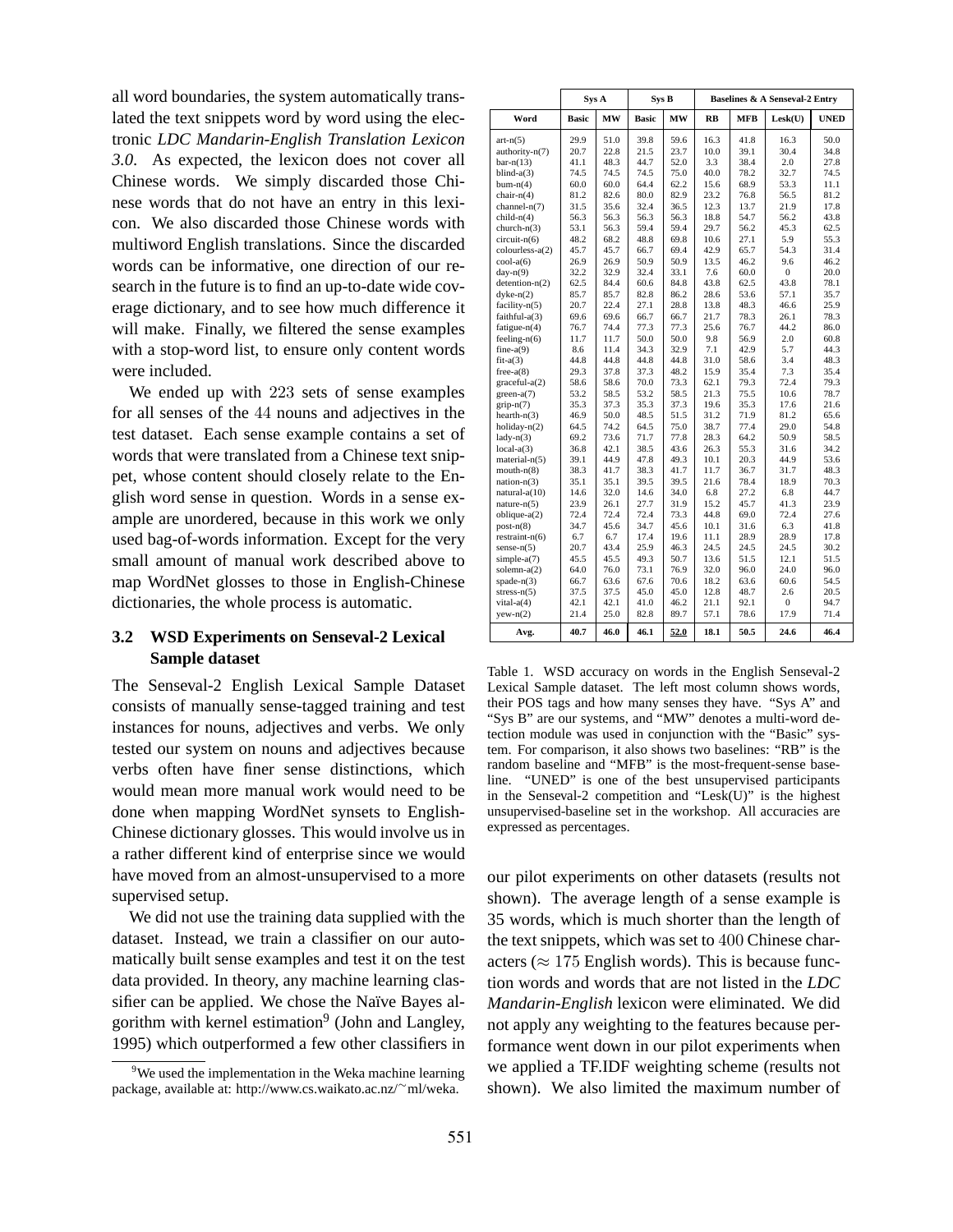all word boundaries, the system automatically translated the text snippets word by word using the electronic *LDC Mandarin-English Translation Lexicon 3.0*. As expected, the lexicon does not cover all Chinese words. We simply discarded those Chinese words that do not have an entry in this lexicon. We also discarded those Chinese words with multiword English translations. Since the discarded words can be informative, one direction of our research in the future is to find an up-to-date wide coverage dictionary, and to see how much difference it will make. Finally, we filtered the sense examples with a stop-word list, to ensure only content words were included.

We ended up with 223 sets of sense examples for all senses of the 44 nouns and adjectives in the test dataset. Each sense example contains a set of words that were translated from a Chinese text snippet, whose content should closely relate to the English word sense in question. Words in a sense example are unordered, because in this work we only used bag-of-words information. Except for the very small amount of manual work described above to map WordNet glosses to those in English-Chinese dictionaries, the whole process is automatic.

### 3.2 WSD Experiments on Senseval-2 Lexical Sample dataset

The Senseval-2 English Lexical Sample Dataset consists of manually sense-tagged training and test instances for nouns, adjectives and verbs. We only tested our system on nouns and adjectives because verbs often have finer sense distinctions, which would mean more manual work would need to be done when mapping WordNet synsets to English-Chinese dictionary glosses. This would involve us in a rather different kind of enterprise since we would have moved from an almost-unsupervised to a more supervised setup.

We did not use the training data supplied with the dataset. Instead, we train a classifier on our automatically built sense examples and test it on the test data provided. In theory, any machine learning classifier can be applied. We chose the Naïve Bayes algorithm with kernel estimation[9] (John and Langley, 1995) which outperformed a few other classifiers in our pilot experiments on other datasets (results not shown). The average length of a sense example is 35 words, which is much shorter than the length of the text snippets, which was set to 400 Chinese characters ($\approx 175$ English words). This is because function words and words that are not listed in the *LDC Mandarin-English* lexicon were eliminated. We did not apply any weighting to the features because performance went down in our pilot experiments when we applied a TF.IDF weighting scheme (results not shown). We also limited the maximum number of

| | Sys A | | Sys B | | Baselines & A Senseval-2 Entry | | | |
|---|---|---|---|---|---|---|---|---|
| **Word** | **Basic** | **MW** | **Basic** | **MW** | **RB** | **MFB** | **Lesk(U)** | **UNED** |
| art-n(5) | 29.9 | 51.0 | 39.8 | 59.6 | 16.3 | 41.8 | 16.3 | 50.0 |
| authority-n(7) | 20.7 | 22.8 | 21.5 | 23.7 | 10.0 | 39.1 | 30.4 | 34.8 |
| bar-n(13) | 41.1 | 48.3 | 44.7 | 52.0 | 3.3 | 38.4 | 2.0 | 27.8 |
| blind-a(3) | 74.5 | 74.5 | 74.5 | 75.0 | 40.0 | 78.2 | 32.7 | 74.5 |
| bum-n(4) | 60.0 | 60.0 | 64.4 | 62.2 | 15.6 | 68.9 | 53.3 | 11.1 |
| chair-n(4) | 81.2 | 82.6 | 80.0 | 82.9 | 23.2 | 76.8 | 56.5 | 81.2 |
| channel-n(7) | 31.5 | 35.6 | 32.4 | 36.5 | 12.3 | 13.7 | 21.9 | 17.8 |
| child-n(4) | 56.3 | 56.3 | 56.3 | 56.3 | 18.8 | 54.7 | 56.2 | 43.8 |
| church-n(3) | 53.1 | 56.3 | 59.4 | 59.4 | 29.7 | 56.2 | 45.3 | 62.5 |
| circuit-n(6) | 48.2 | 68.2 | 48.8 | 69.8 | 10.6 | 27.1 | 5.9 | 55.3 |
| colourless-a(2) | 45.7 | 45.7 | 66.7 | 69.4 | 42.9 | 65.7 | 54.3 | 31.4 |
| cool-a(6) | 26.9 | 26.9 | 50.9 | 50.9 | 13.5 | 46.2 | 9.6 | 46.2 |
| day-n(9) | 32.2 | 32.9 | 32.4 | 33.1 | 7.6 | 60.0 | 0 | 20.0 |
| detention-n(2) | 62.5 | 84.4 | 60.6 | 84.8 | 43.8 | 62.5 | 43.8 | 78.1 |
| dyke-n(2) | 85.7 | 85.7 | 82.8 | 86.2 | 28.6 | 53.6 | 57.1 | 35.7 |
| facility-n(5) | 20.7 | 22.4 | 27.1 | 28.8 | 13.8 | 48.3 | 46.6 | 25.9 |
| faithful-a(3) | 69.6 | 69.6 | 66.7 | 66.7 | 21.7 | 78.3 | 26.1 | 78.3 |
| fatigue-n(4) | 76.7 | 74.4 | 77.3 | 77.3 | 25.6 | 76.7 | 44.2 | 86.0 |
| feeling-n(6) | 11.7 | 11.7 | 50.0 | 50.0 | 9.8 | 56.9 | 2.0 | 60.8 |
| fine-a(9) | 8.6 | 11.4 | 34.3 | 32.9 | 7.1 | 42.9 | 5.7 | 44.3 |
| fit-a(3) | 44.8 | 44.8 | 44.8 | 44.8 | 31.0 | 58.6 | 3.4 | 48.3 |
| free-a(8) | 29.3 | 37.8 | 37.3 | 48.2 | 15.9 | 35.4 | 7.3 | 35.4 |
| graceful-a(2) | 58.6 | 58.6 | 70.0 | 73.3 | 62.1 | 79.3 | 72.4 | 79.3 |
| green-a(7) | 53.2 | 58.5 | 53.2 | 58.5 | 21.3 | 75.5 | 10.6 | 78.7 |
| grip-n(7) | 35.3 | 37.3 | 35.3 | 37.3 | 19.6 | 35.3 | 17.6 | 21.6 |
| hearth-n(3) | 46.9 | 50.0 | 48.5 | 51.5 | 31.2 | 71.9 | 81.2 | 65.6 |
| holiday-n(2) | 64.5 | 74.2 | 64.5 | 75.0 | 38.7 | 77.4 | 29.0 | 54.8 |
| lady-n(3) | 69.2 | 73.6 | 71.7 | 77.8 | 28.3 | 64.2 | 50.9 | 58.5 |
| local-a(3) | 36.8 | 42.1 | 38.5 | 43.6 | 26.3 | 55.3 | 31.6 | 34.2 |
| material-n(5) | 39.1 | 44.9 | 47.8 | 49.3 | 10.1 | 20.3 | 44.9 | 53.6 |
| mouth-n(8) | 38.3 | 41.7 | 38.3 | 41.7 | 11.7 | 36.7 | 31.7 | 48.3 |
| nation-n(3) | 35.1 | 35.1 | 39.5 | 39.5 | 21.6 | 78.4 | 18.9 | 70.3 |
| natural-a(10) | 14.6 | 32.0 | 14.6 | 34.0 | 6.8 | 27.2 | 6.8 | 44.7 |
| nature-n(5) | 23.9 | 26.1 | 27.7 | 31.9 | 15.2 | 45.7 | 41.3 | 23.9 |
| oblique-a(2) | 72.4 | 72.4 | 72.4 | 73.3 | 44.8 | 69.0 | 72.4 | 27.6 |
| post-n(8) | 34.7 | 45.6 | 34.7 | 45.6 | 10.1 | 31.6 | 6.3 | 41.8 |
| restraint-n(6) | 6.7 | 6.7 | 17.4 | 19.6 | 11.1 | 28.9 | 28.9 | 17.8 |
| sense-n(5) | 20.7 | 43.4 | 25.9 | 46.3 | 24.5 | 24.5 | 24.5 | 30.2 |
| simple-a(7) | 45.5 | 45.5 | 49.3 | 50.7 | 13.6 | 51.5 | 12.1 | 51.5 |
| solemn-a(2) | 64.0 | 76.0 | 73.1 | 76.9 | 32.0 | 96.0 | 24.0 | 96.0 |
| spade-n(3) | 66.7 | 63.6 | 67.6 | 70.6 | 18.2 | 63.6 | 60.6 | 54.5 |
| stress-n(5) | 37.5 | 37.5 | 45.0 | 45.0 | 12.8 | 48.7 | 2.6 | 20.5 |
| vital-a(4) | 42.1 | 42.1 | 41.0 | 46.2 | 21.1 | 92.1 | 0 | 94.7 |
| yew-n(2) | 21.4 | 25.0 | 82.8 | 89.7 | 57.1 | 78.6 | 17.9 | 71.4 |
| **Avg.** | **40.7** | **46.0** | **46.1** | **52.0** | **18.1** | **50.5** | **24.6** | **46.4** |

Table 1. WSD accuracy on words in the English Senseval-2 Lexical Sample dataset. The left most column shows words, their POS tags and how many senses they have. "Sys A" and "Sys B" are our systems, and "MW" denotes a multi-word detection module was used in conjunction with the "Basic" system. For comparison, it also shows two baselines: "RB" is the random baseline and "MFB" is the most-frequent-sense baseline. "UNED" is one of the best unsupervised participants in the Senseval-2 competition and "Lesk(U)" is the highest unsupervised-baseline set in the workshop. All accuracies are expressed as percentages.

[9] We used the implementation in the Weka machine learning package, available at: http://www.cs.waikato.ac.nz/~ml/weka.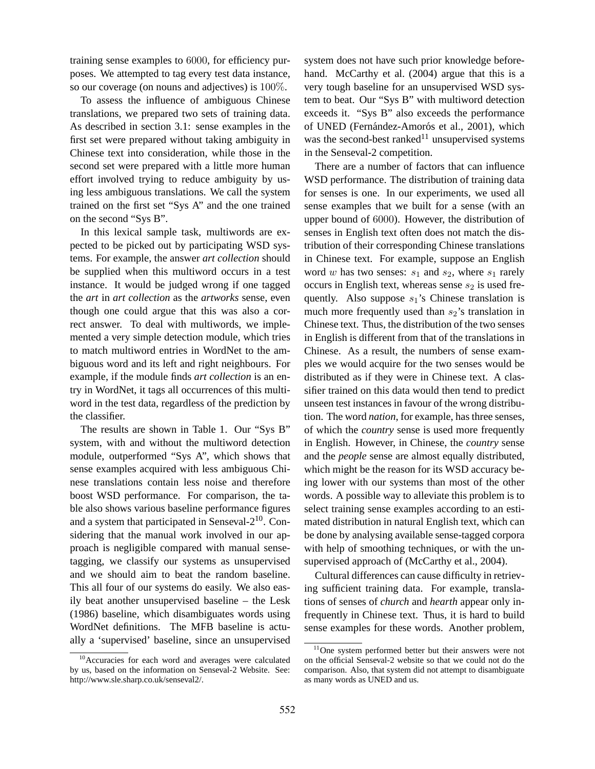training sense examples to 6000, for efficiency purposes. We attempted to tag every test data instance, so our coverage (on nouns and adjectives) is 100%.

To assess the influence of ambiguous Chinese translations, we prepared two sets of training data. As described in section 3.1: sense examples in the first set were prepared without taking ambiguity in Chinese text into consideration, while those in the second set were prepared with a little more human effort involved trying to reduce ambiguity by using less ambiguous translations. We call the system trained on the first set "Sys A" and the one trained on the second "Sys B".

In this lexical sample task, multiwords are expected to be picked out by participating WSD systems. For example, the answer *art collection* should be supplied when this multiword occurs in a test instance. It would be judged wrong if one tagged the *art* in *art collection* as the *artworks* sense, even though one could argue that this was also a correct answer. To deal with multiwords, we implemented a very simple detection module, which tries to match multiword entries in WordNet to the ambiguous word and its left and right neighbours. For example, if the module finds *art collection* is an entry in WordNet, it tags all occurrences of this multiword in the test data, regardless of the prediction by the classifier.

The results are shown in Table 1. Our "Sys B" system, with and without the multiword detection module, outperformed "Sys A", which shows that sense examples acquired with less ambiguous Chinese translations contain less noise and therefore boost WSD performance. For comparison, the table also shows various baseline performance figures and a system that participated in Senseval-2[10]. Considering that the manual work involved in our approach is negligible compared with manual sense-tagging, we classify our systems as unsupervised and we should aim to beat the random baseline. This all four of our systems do easily. We also easily beat another unsupervised baseline – the Lesk (1986) baseline, which disambiguates words using WordNet definitions. The MFB baseline is actually a 'supervised' baseline, since an unsupervised system does not have such prior knowledge beforehand. McCarthy et al. (2004) argue that this is a very tough baseline for an unsupervised WSD system to beat. Our "Sys B" with multiword detection exceeds it. "Sys B" also exceeds the performance of UNED (Fernández-Amorós et al., 2001), which was the second-best ranked[11] unsupervised systems in the Senseval-2 competition.

There are a number of factors that can influence WSD performance. The distribution of training data for senses is one. In our experiments, we used all sense examples that we built for a sense (with an upper bound of 6000). However, the distribution of senses in English text often does not match the distribution of their corresponding Chinese translations in Chinese text. For example, suppose an English word $w$ has two senses: $s_1$ and $s_2$, where $s_1$ rarely occurs in English text, whereas sense $s_2$ is used frequently. Also suppose $s_1$'s Chinese translation is much more frequently used than $s_2$'s translation in Chinese text. Thus, the distribution of the two senses in English is different from that of the translations in Chinese. As a result, the numbers of sense examples we would acquire for the two senses would be distributed as if they were in Chinese text. A classifier trained on this data would then tend to predict unseen test instances in favour of the wrong distribution. The word *nation*, for example, has three senses, of which the *country* sense is used more frequently in English. However, in Chinese, the *country* sense and the *people* sense are almost equally distributed, which might be the reason for its WSD accuracy being lower with our systems than most of the other words. A possible way to alleviate this problem is to select training sense examples according to an estimated distribution in natural English text, which can be done by analysing available sense-tagged corpora with help of smoothing techniques, or with the unsupervised approach of (McCarthy et al., 2004).

Cultural differences can cause difficulty in retrieving sufficient training data. For example, translations of senses of *church* and *hearth* appear only infrequently in Chinese text. Thus, it is hard to build sense examples for these words. Another problem,

[10] Accuracies for each word and averages were calculated by us, based on the information on Senseval-2 Website. See: http://www.sle.sharp.co.uk/senseval2/.

[11] One system performed better but their answers were not on the official Senseval-2 website so that we could not do the comparison. Also, that system did not attempt to disambiguate as many words as UNED and us.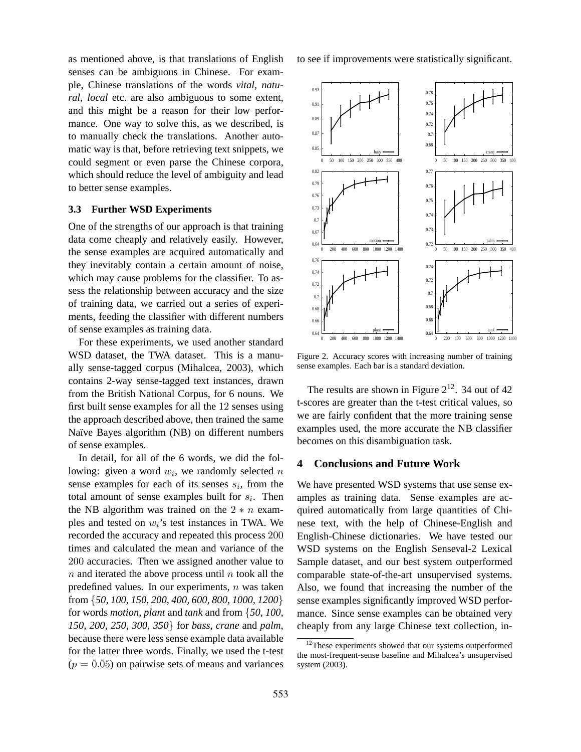as mentioned above, is that translations of English senses can be ambiguous in Chinese. For example, Chinese translations of the words *vital*, *natural*, *local* etc. are also ambiguous to some extent, and this might be a reason for their low performance. One way to solve this, as we described, is to manually check the translations. Another automatic way is that, before retrieving text snippets, we could segment or even parse the Chinese corpora, which should reduce the level of ambiguity and lead to better sense examples.

### 3.3 Further WSD Experiments

One of the strengths of our approach is that training data come cheaply and relatively easily. However, the sense examples are acquired automatically and they inevitably contain a certain amount of noise, which may cause problems for the classifier. To assess the relationship between accuracy and the size of training data, we carried out a series of experiments, feeding the classifier with different numbers of sense examples as training data.

For these experiments, we used another standard WSD dataset, the TWA dataset. This is a manually sense-tagged corpus (Mihalcea, 2003), which contains 2-way sense-tagged text instances, drawn from the British National Corpus, for 6 nouns. We first built sense examples for all the 12 senses using the approach described above, then trained the same Naïve Bayes algorithm (NB) on different numbers of sense examples.

In detail, for all of the 6 words, we did the following: given a word $w_i$, we randomly selected $n$ sense examples for each of its senses $s_i$, from the total amount of sense examples built for $s_i$. Then the NB algorithm was trained on the $2 * n$ examples and tested on $w_i$'s test instances in TWA. We recorded the accuracy and repeated this process 200 times and calculated the mean and variance of the 200 accuracies. Then we assigned another value to $n$ and iterated the above process until $n$ took all the predefined values. In our experiments, $n$ was taken from {*50, 100, 150, 200, 400, 600, 800, 1000, 1200*} for words *motion*, *plant* and *tank* and from {*50, 100, 150, 200, 250, 300, 350*} for *bass*, *crane* and *palm*, because there were less sense example data available for the latter three words. Finally, we used the t-test ($p = 0.05$) on pairwise sets of means and variances to see if improvements were statistically significant.

Figure 2. Accuracy scores with increasing number of training sense examples. Each bar is a standard deviation.

The results are shown in Figure 2[12]. 34 out of 42 t-scores are greater than the t-test critical values, so we are fairly confident that the more training sense examples used, the more accurate the NB classifier becomes on this disambiguation task.

## 4 Conclusions and Future Work

We have presented WSD systems that use sense examples as training data. Sense examples are acquired automatically from large quantities of Chinese text, with the help of Chinese-English and English-Chinese dictionaries. We have tested our WSD systems on the English Senseval-2 Lexical Sample dataset, and our best system outperformed comparable state-of-the-art unsupervised systems. Also, we found that increasing the number of the sense examples significantly improved WSD performance. Since sense examples can be obtained very cheaply from any large Chinese text collection, in-

[12] These experiments showed that our systems outperformed the most-frequent-sense baseline and Mihalcea's unsupervised system (2003).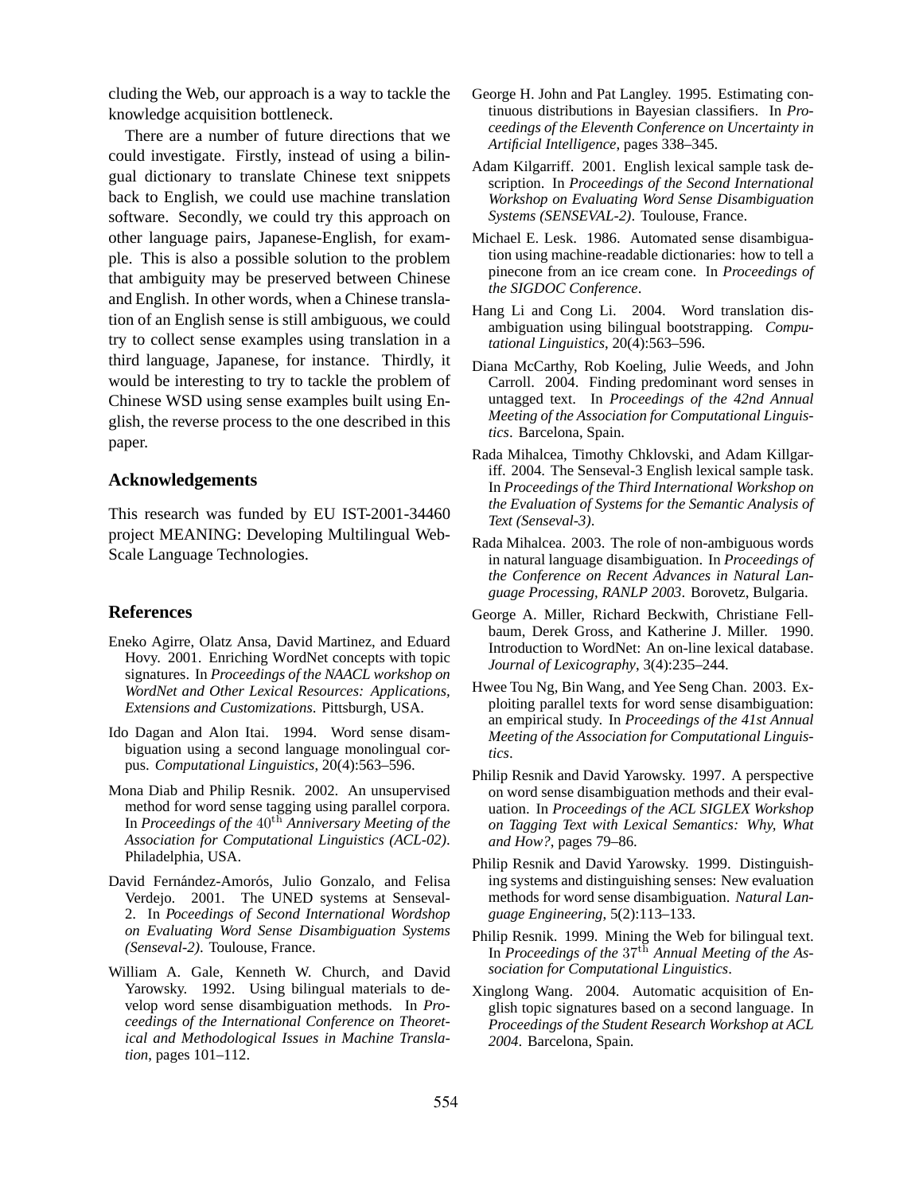cluding the Web, our approach is a way to tackle the knowledge acquisition bottleneck.

There are a number of future directions that we could investigate. Firstly, instead of using a bilingual dictionary to translate Chinese text snippets back to English, we could use machine translation software. Secondly, we could try this approach on other language pairs, Japanese-English, for example. This is also a possible solution to the problem that ambiguity may be preserved between Chinese and English. In other words, when a Chinese translation of an English sense is still ambiguous, we could try to collect sense examples using translation in a third language, Japanese, for instance. Thirdly, it would be interesting to try to tackle the problem of Chinese WSD using sense examples built using English, the reverse process to the one described in this paper.

## Acknowledgements

This research was funded by EU IST-2001-34460 project MEANING: Developing Multilingual Web-Scale Language Technologies.

## References

Eneko Agirre, Olatz Ansa, David Martinez, and Eduard Hovy. 2001. Enriching WordNet concepts with topic signatures. In *Proceedings of the NAACL workshop on WordNet and Other Lexical Resources: Applications, Extensions and Customizations*. Pittsburgh, USA.

Ido Dagan and Alon Itai. 1994. Word sense disambiguation using a second language monolingual corpus. *Computational Linguistics*, 20(4):563–596.

Mona Diab and Philip Resnik. 2002. An unsupervised method for word sense tagging using parallel corpora. In *Proceedings of the* $40^{\text{th}}$ *Anniversary Meeting of the Association for Computational Linguistics (ACL-02)*. Philadelphia, USA.

David Fernández-Amorós, Julio Gonzalo, and Felisa Verdejo. 2001. The UNED systems at Senseval-2. In *Poceedings of Second International Wordshop on Evaluating Word Sense Disambiguation Systems (Senseval-2)*. Toulouse, France.

William A. Gale, Kenneth W. Church, and David Yarowsky. 1992. Using bilingual materials to develop word sense disambiguation methods. In *Proceedings of the International Conference on Theoretical and Methodological Issues in Machine Translation*, pages 101–112.

George H. John and Pat Langley. 1995. Estimating continuous distributions in Bayesian classifiers. In *Proceedings of the Eleventh Conference on Uncertainty in Artificial Intelligence*, pages 338–345.

Adam Kilgarriff. 2001. English lexical sample task description. In *Proceedings of the Second International Workshop on Evaluating Word Sense Disambiguation Systems (SENSEVAL-2)*. Toulouse, France.

Michael E. Lesk. 1986. Automated sense disambiguation using machine-readable dictionaries: how to tell a pinecone from an ice cream cone. In *Proceedings of the SIGDOC Conference*.

Hang Li and Cong Li. 2004. Word translation disambiguation using bilingual bootstrapping. *Computational Linguistics*, 20(4):563–596.

Diana McCarthy, Rob Koeling, Julie Weeds, and John Carroll. 2004. Finding predominant word senses in untagged text. In *Proceedings of the 42nd Annual Meeting of the Association for Computational Linguistics*. Barcelona, Spain.

Rada Mihalcea, Timothy Chklovski, and Adam Killgariff. 2004. The Senseval-3 English lexical sample task. In *Proceedings of the Third International Workshop on the Evaluation of Systems for the Semantic Analysis of Text (Senseval-3)*.

Rada Mihalcea. 2003. The role of non-ambiguous words in natural language disambiguation. In *Proceedings of the Conference on Recent Advances in Natural Language Processing, RANLP 2003*. Borovetz, Bulgaria.

George A. Miller, Richard Beckwith, Christiane Fellbaum, Derek Gross, and Katherine J. Miller. 1990. Introduction to WordNet: An on-line lexical database. *Journal of Lexicography*, 3(4):235–244.

Hwee Tou Ng, Bin Wang, and Yee Seng Chan. 2003. Exploiting parallel texts for word sense disambiguation: an empirical study. In *Proceedings of the 41st Annual Meeting of the Association for Computational Linguistics*.

Philip Resnik and David Yarowsky. 1997. A perspective on word sense disambiguation methods and their evaluation. In *Proceedings of the ACL SIGLEX Workshop on Tagging Text with Lexical Semantics: Why, What and How?*, pages 79–86.

Philip Resnik and David Yarowsky. 1999. Distinguishing systems and distinguishing senses: New evaluation methods for word sense disambiguation. *Natural Language Engineering*, 5(2):113–133.

Philip Resnik. 1999. Mining the Web for bilingual text. In *Proceedings of the* $37^{\text{th}}$ *Annual Meeting of the Association for Computational Linguistics*.

Xinglong Wang. 2004. Automatic acquisition of English topic signatures based on a second language. In *Proceedings of the Student Research Workshop at ACL 2004*. Barcelona, Spain.